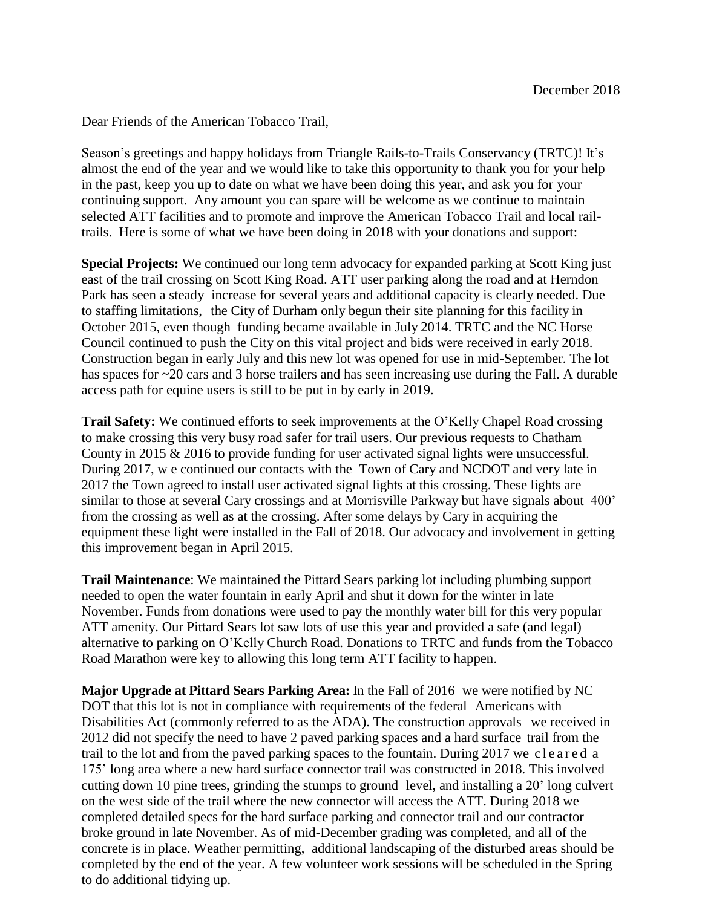December 2018

Dear Friends of the American Tobacco Trail,

Season's greetings and happy holidays from Triangle Rails-to-Trails Conservancy (TRTC)! It's almost the end of the year and we would like to take this opportunity to thank you for your help in the past, keep you up to date on what we have been doing this year, and ask you for your continuing support. Any amount you can spare will be welcome as we continue to maintain selected ATT facilities and to promote and improve the American Tobacco Trail and local rail-trails. Here is some of what we have been doing in 2018 with your donations and support:

**Special Projects:** We continued our long term advocacy for expanded parking at Scott King just east of the trail crossing on Scott King Road. ATT user parking along the road and at Herndon Park has seen a steady increase for several years and additional capacity is clearly needed. Due to staffing limitations, the City of Durham only begun their site planning for this facility in October 2015, even though funding became available in July 2014. TRTC and the NC Horse Council continued to push the City on this vital project and bids were received in early 2018. Construction began in early July and this new lot was opened for use in mid-September. The lot has spaces for ~20 cars and 3 horse trailers and has seen increasing use during the Fall. A durable access path for equine users is still to be put in by early in 2019.

**Trail Safety:** We continued efforts to seek improvements at the O'Kelly Chapel Road crossing to make crossing this very busy road safer for trail users. Our previous requests to Chatham County in 2015 & 2016 to provide funding for user activated signal lights were unsuccessful. During 2017, we continued our contacts with the Town of Cary and NCDOT and very late in 2017 the Town agreed to install user activated signal lights at this crossing. These lights are similar to those at several Cary crossings and at Morrisville Parkway but have signals about 400' from the crossing as well as at the crossing. After some delays by Cary in acquiring the equipment these light were installed in the Fall of 2018. Our advocacy and involvement in getting this improvement began in April 2015.

**Trail Maintenance**: We maintained the Pittard Sears parking lot including plumbing support needed to open the water fountain in early April and shut it down for the winter in late November. Funds from donations were used to pay the monthly water bill for this very popular ATT amenity. Our Pittard Sears lot saw lots of use this year and provided a safe (and legal) alternative to parking on O'Kelly Church Road. Donations to TRTC and funds from the Tobacco Road Marathon were key to allowing this long term ATT facility to happen.

**Major Upgrade at Pittard Sears Parking Area:** In the Fall of 2016 we were notified by NC DOT that this lot is not in compliance with requirements of the federal Americans with Disabilities Act (commonly referred to as the ADA). The construction approvals we received in 2012 did not specify the need to have 2 paved parking spaces and a hard surface trail from the trail to the lot and from the paved parking spaces to the fountain. During 2017 we cleared a 175' long area where a new hard surface connector trail was constructed in 2018. This involved cutting down 10 pine trees, grinding the stumps to ground level, and installing a 20' long culvert on the west side of the trail where the new connector will access the ATT. During 2018 we completed detailed specs for the hard surface parking and connector trail and our contractor broke ground in late November. As of mid-December grading was completed, and all of the concrete is in place. Weather permitting, additional landscaping of the disturbed areas should be completed by the end of the year. A few volunteer work sessions will be scheduled in the Spring to do additional tidying up.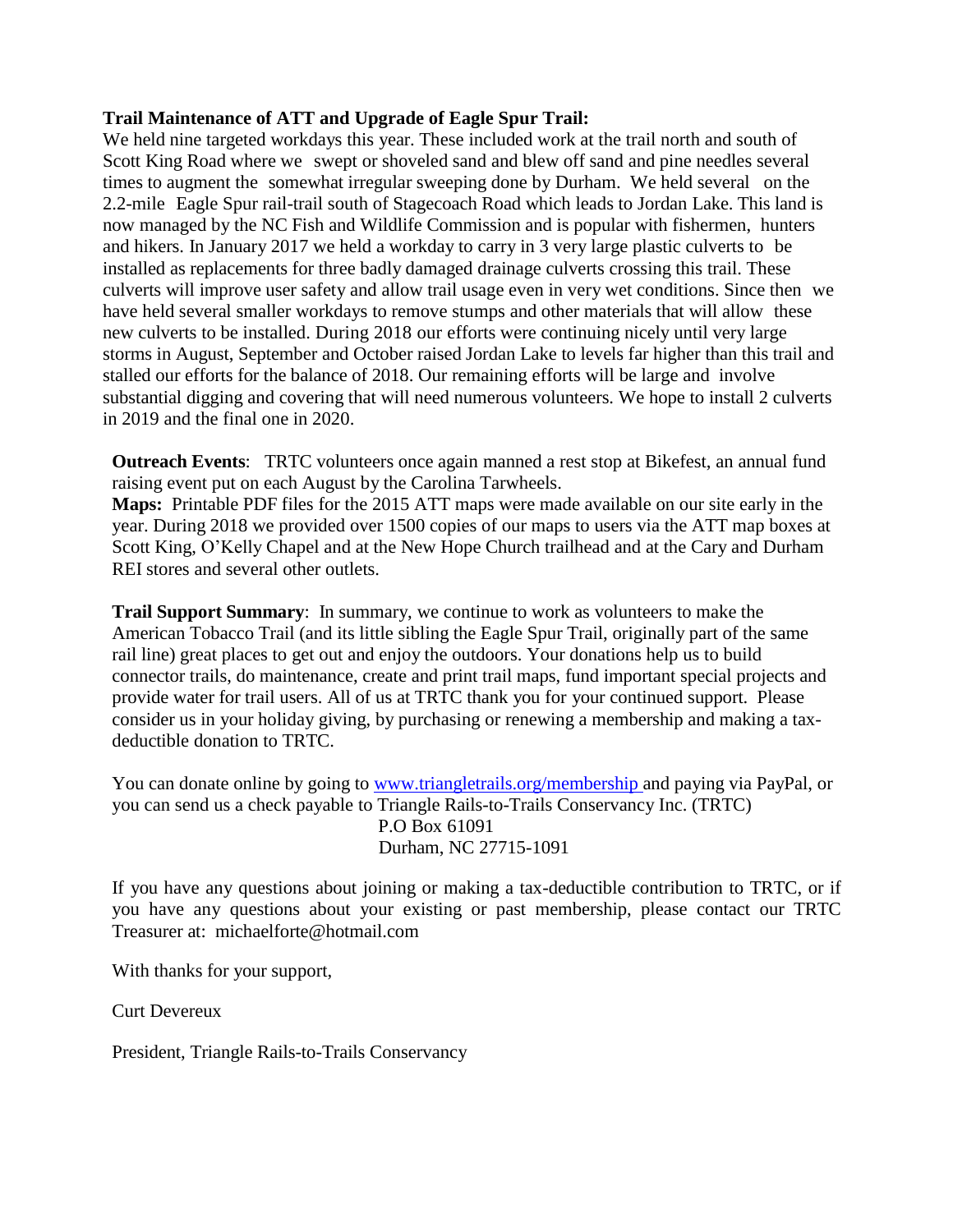**Trail Maintenance of ATT and Upgrade of Eagle Spur Trail:**
We held nine targeted workdays this year. These included work at the trail north and south of Scott King Road where we swept or shoveled sand and blew off sand and pine needles several times to augment the somewhat irregular sweeping done by Durham. We held several on the 2.2-mile Eagle Spur rail-trail south of Stagecoach Road which leads to Jordan Lake. This land is now managed by the NC Fish and Wildlife Commission and is popular with fishermen, hunters and hikers. In January 2017 we held a workday to carry in 3 very large plastic culverts to be installed as replacements for three badly damaged drainage culverts crossing this trail. These culverts will improve user safety and allow trail usage even in very wet conditions. Since then we have held several smaller workdays to remove stumps and other materials that will allow these new culverts to be installed. During 2018 our efforts were continuing nicely until very large storms in August, September and October raised Jordan Lake to levels far higher than this trail and stalled our efforts for the balance of 2018. Our remaining efforts will be large and involve substantial digging and covering that will need numerous volunteers. We hope to install 2 culverts in 2019 and the final one in 2020.

**Outreach Events**: TRTC volunteers once again manned a rest stop at Bikefest, an annual fund raising event put on each August by the Carolina Tarwheels.
**Maps:** Printable PDF files for the 2015 ATT maps were made available on our site early in the year. During 2018 we provided over 1500 copies of our maps to users via the ATT map boxes at Scott King, O'Kelly Chapel and at the New Hope Church trailhead and at the Cary and Durham REI stores and several other outlets.

**Trail Support Summary**: In summary, we continue to work as volunteers to make the American Tobacco Trail (and its little sibling the Eagle Spur Trail, originally part of the same rail line) great places to get out and enjoy the outdoors. Your donations help us to build connector trails, do maintenance, create and print trail maps, fund important special projects and provide water for trail users. All of us at TRTC thank you for your continued support. Please consider us in your holiday giving, by purchasing or renewing a membership and making a tax-deductible donation to TRTC.

You can donate online by going to www.triangletrails.org/membership and paying via PayPal, or you can send us a check payable to Triangle Rails-to-Trails Conservancy Inc. (TRTC)
P.O Box 61091
Durham, NC 27715-1091

If you have any questions about joining or making a tax-deductible contribution to TRTC, or if you have any questions about your existing or past membership, please contact our TRTC Treasurer at: michaelforte@hotmail.com

With thanks for your support,

Curt Devereux

President, Triangle Rails-to-Trails Conservancy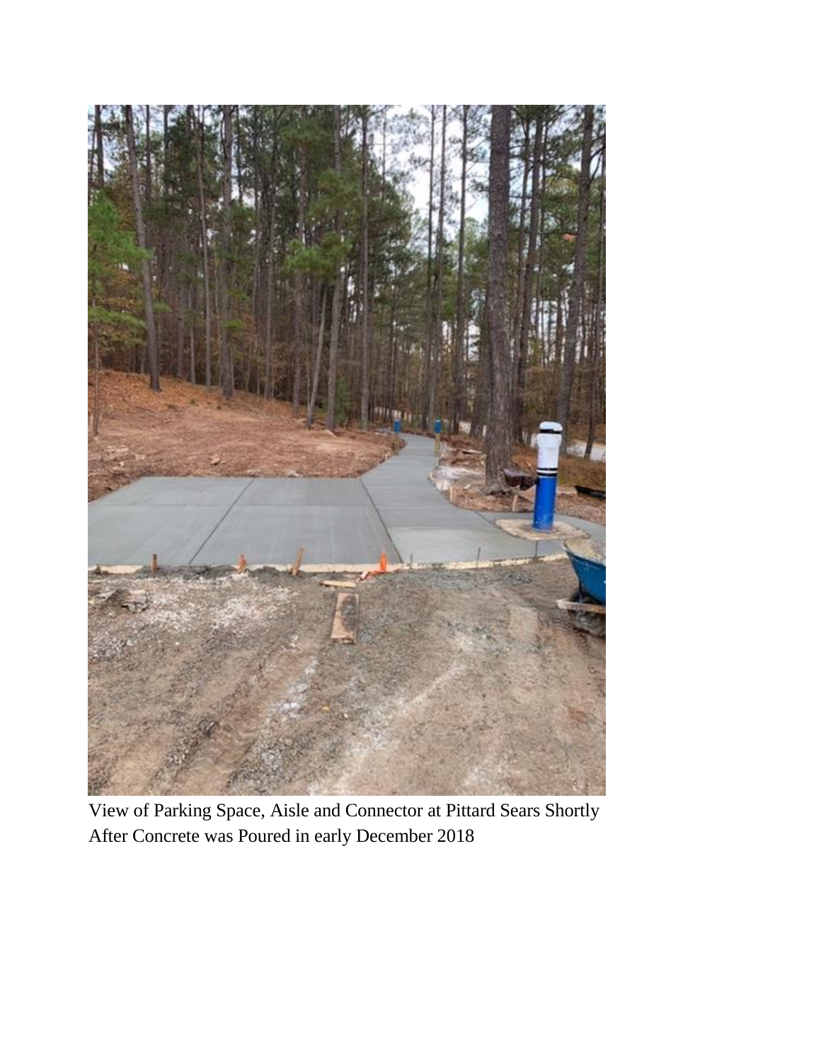View of Parking Space, Aisle and Connector at Pittard Sears Shortly After Concrete was Poured in early December 2018